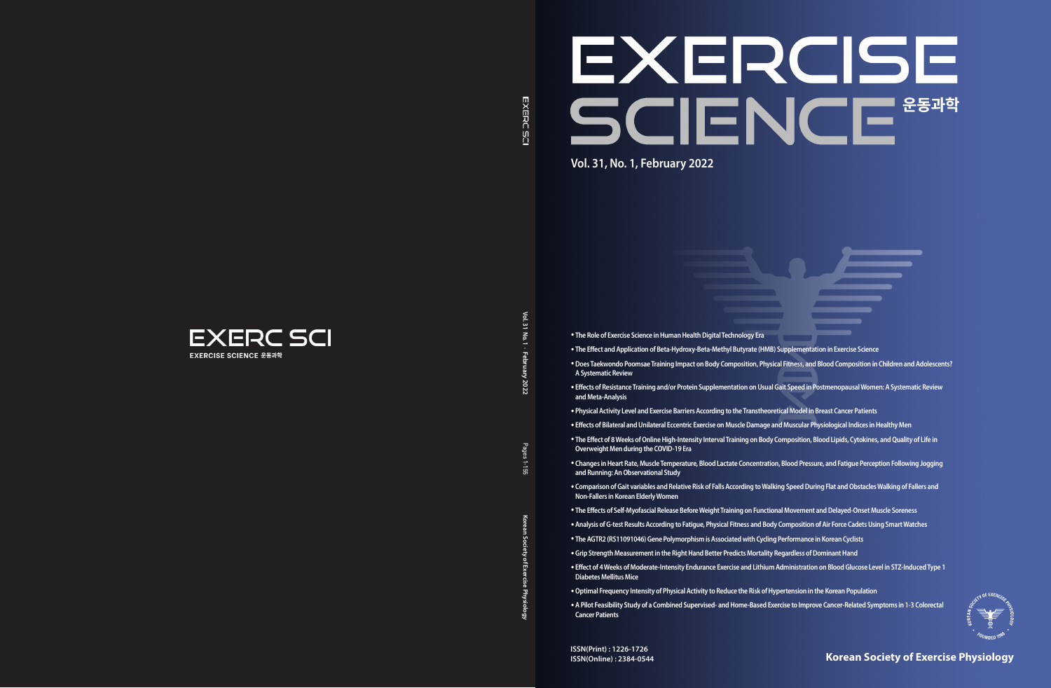# EXERCISE SCIENCE 운동과학

**Vol. 31, No. 1, February 2022**

- The Role of Exercise Science in Human Health Digital Technology Era
- The Effect and Application of Beta-Hydroxy-Beta-Methyl Butyrate (HMB) Supplementation in Exercise Science
- Does Taekwondo Poomsae Training Impact on Body Composition, Physical Fitness, and Blood Composition in Children and Adolescents? A Systematic Review
- Effects of Resistance Training and/or Protein Supplementation on Usual Gait Speed in Postmenopausal Women: A Systematic Review and Meta-Analysis
- Physical Activity Level and Exercise Barriers According to the Transtheoretical Model in Breast Cancer Patients
- Effects of Bilateral and Unilateral Eccentric Exercise on Muscle Damage and Muscular Physiological Indices in Healthy Men
- The Effect of 8 Weeks of Online High-Intensity Interval Training on Body Composition, Blood Lipids, Cytokines, and Quality of Life in Overweight Men during the COVID-19 Era
- Changes in Heart Rate, Muscle Temperature, Blood Lactate Concentration, Blood Pressure, and Fatigue Perception Following Jogging and Running: An Observational Study
- Comparison of Gait variables and Relative Risk of Falls According to Walking Speed During Flat and Obstacles Walking of Fallers and Non-Fallers in Korean Elderly Women
- The Effects of Self-Myofascial Release Before Weight Training on Functional Movement and Delayed-Onset Muscle Soreness
- Analysis of G-test Results According to Fatigue, Physical Fitness and Body Composition of Air Force Cadets Using Smart Watches
- The AGTR2 (RS11091046) Gene Polymorphism is Associated with Cycling Performance in Korean Cyclists
- Grip Strength Measurement in the Right Hand Better Predicts Mortality Regardless of Dominant Hand
- Effect of 4 Weeks of Moderate-Intensity Endurance Exercise and Lithium Administration on Blood Glucose Level in STZ-Induced Type 1 Diabetes Mellitus Mice
- Optimal Frequency Intensity of Physical Activity to Reduce the Risk of Hypertension in the Korean Population
- A Pilot Feasibility Study of a Combined Supervised- and Home-Based Exercise to Improve Cancer-Related Symptoms in 1-3 Colorectal Cancer Patients

ISSN(Print) : 1226-1726
ISSN(Online) : 2384-0544

**Korean Society of Exercise Physiology**

EXERC SCI

EXERCISE SCIENCE 운동과학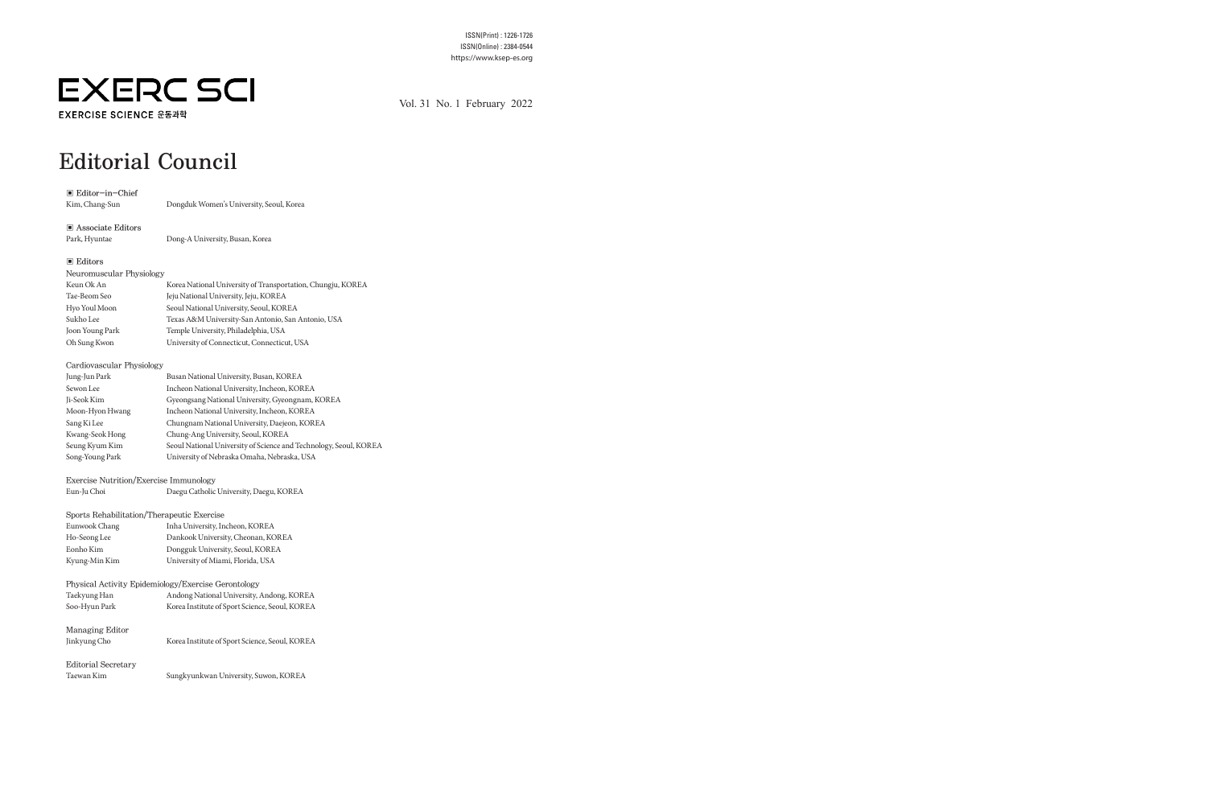ISSN(Print) : 1226-1726
ISSN(Online) : 2384-0544
https://www.ksep-es.org

EXERC SCI

EXERCISE SCIENCE 운동과학

Vol. 31 No. 1 February 2022

# Editorial Council

## ▣ Editor-in-Chief

Kim, Chang-Sun — Dongduk Women's University, Seoul, Korea

## ▣ Associate Editors

Park, Hyuntae — Dong-A University, Busan, Korea

## ▣ Editors

### Neuromuscular Physiology

Keun Ok An — Korea National University of Transportation, Chungju, KOREA
Tae-Beom Seo — Jeju National University, Jeju, KOREA
Hyo Youl Moon — Seoul National University, Seoul, KOREA
Sukho Lee — Texas A&M University-San Antonio, San Antonio, USA
Joon Young Park — Temple University, Philadelphia, USA
Oh Sung Kwon — University of Connecticut, Connecticut, USA

### Cardiovascular Physiology

Jung-Jun Park — Busan National University, Busan, KOREA
Sewon Lee — Incheon National University, Incheon, KOREA
Ji-Seok Kim — Gyeongsang National University, Gyeongnam, KOREA
Moon-Hyon Hwang — Incheon National University, Incheon, KOREA
Sang Ki Lee — Chungnam National University, Daejeon, KOREA
Kwang-Seok Hong — Chung-Ang University, Seoul, KOREA
Seung Kyum Kim — Seoul National University of Science and Technology, Seoul, KOREA
Song-Young Park — University of Nebraska Omaha, Nebraska, USA

### Exercise Nutrition/Exercise Immunology

Eun-Ju Choi — Daegu Catholic University, Daegu, KOREA

### Sports Rehabilitation/Therapeutic Exercise

Eunwook Chang — Inha University, Incheon, KOREA
Ho-Seong Lee — Dankook University, Cheonan, KOREA
Eonho Kim — Dongguk University, Seoul, KOREA
Kyung-Min Kim — University of Miami, Florida, USA

### Physical Activity Epidemiology/Exercise Gerontology

Taekyung Han — Andong National University, Andong, KOREA
Soo-Hyun Park — Korea Institute of Sport Science, Seoul, KOREA

### Managing Editor

Jinkyung Cho — Korea Institute of Sport Science, Seoul, KOREA

### Editorial Secretary

Taewan Kim — Sungkyunkwan University, Suwon, KOREA